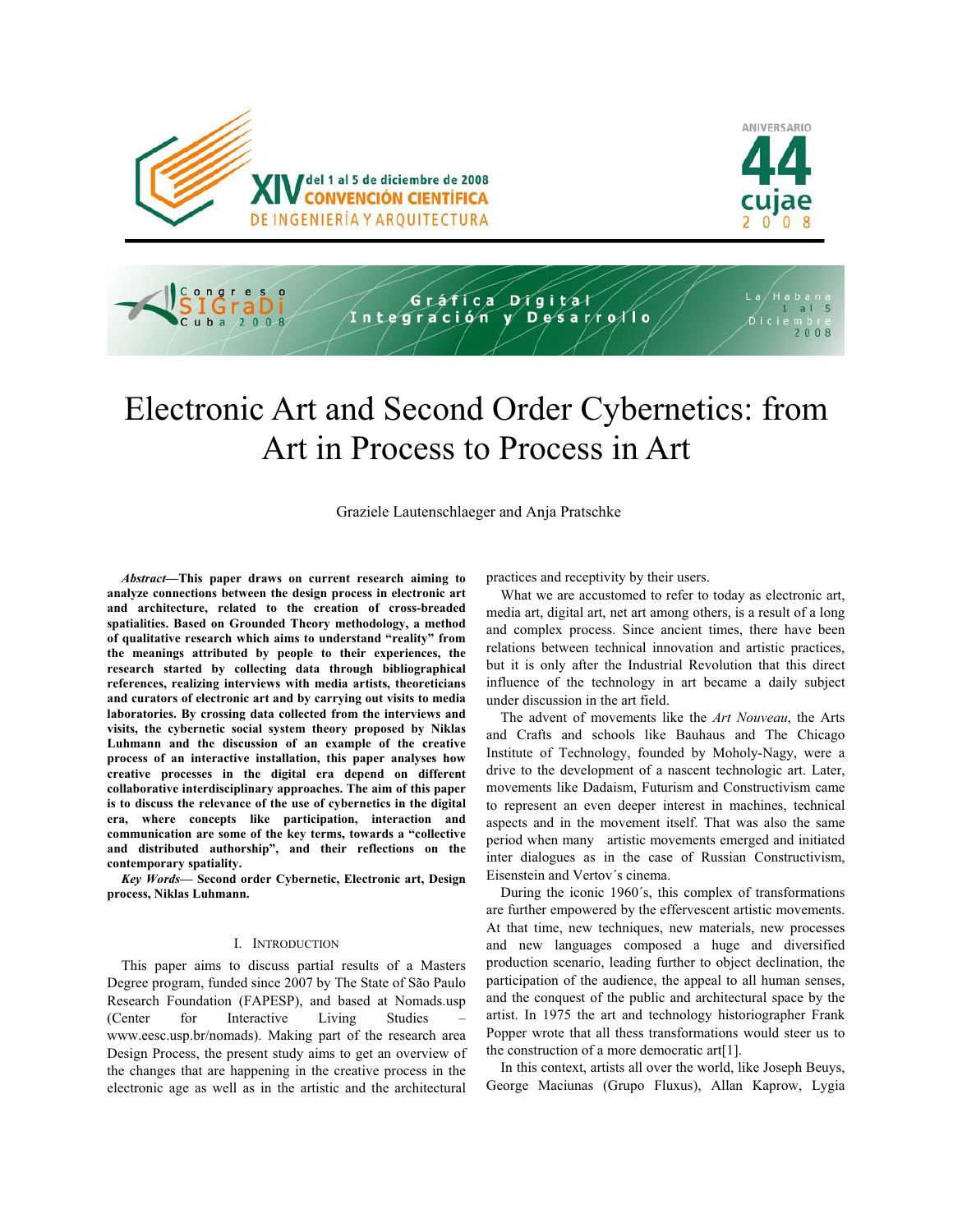# Electronic Art and Second Order Cybernetics: from Art in Process to Process in Art

Graziele Lautenschlaeger and Anja Pratschke

***Abstract*—This paper draws on current research aiming to analyze connections between the design process in electronic art and architecture, related to the creation of cross-breaded spatialities. Based on Grounded Theory methodology, a method of qualitative research which aims to understand "reality" from the meanings attributed by people to their experiences, the research started by collecting data through bibliographical references, realizing interviews with media artists, theoreticians and curators of electronic art and by carrying out visits to media laboratories. By crossing data collected from the interviews and visits, the cybernetic social system theory proposed by Niklas Luhmann and the discussion of an example of the creative process of an interactive installation, this paper analyses how creative processes in the digital era depend on different collaborative interdisciplinary approaches. The aim of this paper is to discuss the relevance of the use of cybernetics in the digital era, where concepts like participation, interaction and communication are some of the key terms, towards a "collective and distributed authorship", and their reflections on the contemporary spatiality.**

***Key Words*— Second order Cybernetic, Electronic art, Design process, Niklas Luhmann.**

## I. Introduction

This paper aims to discuss partial results of a Masters Degree program, funded since 2007 by The State of São Paulo Research Foundation (FAPESP), and based at Nomads.usp (Center for Interactive Living Studies – www.eesc.usp.br/nomads). Making part of the research area Design Process, the present study aims to get an overview of the changes that are happening in the creative process in the electronic age as well as in the artistic and the architectural practices and receptivity by their users.

What we are accustomed to refer to today as electronic art, media art, digital art, net art among others, is a result of a long and complex process. Since ancient times, there have been relations between technical innovation and artistic practices, but it is only after the Industrial Revolution that this direct influence of the technology in art became a daily subject under discussion in the art field.

The advent of movements like the *Art Nouveau*, the Arts and Crafts and schools like Bauhaus and The Chicago Institute of Technology, founded by Moholy-Nagy, were a drive to the development of a nascent technologic art. Later, movements like Dadaism, Futurism and Constructivism came to represent an even deeper interest in machines, technical aspects and in the movement itself. That was also the same period when many artistic movements emerged and initiated inter dialogues as in the case of Russian Constructivism, Eisenstein and Vertov´s cinema.

During the iconic 1960´s, this complex of transformations are further empowered by the effervescent artistic movements. At that time, new techniques, new materials, new processes and new languages composed a huge and diversified production scenario, leading further to object declination, the participation of the audience, the appeal to all human senses, and the conquest of the public and architectural space by the artist. In 1975 the art and technology historiographer Frank Popper wrote that all thess transformations would steer us to the construction of a more democratic art[1].

In this context, artists all over the world, like Joseph Beuys, George Maciunas (Grupo Fluxus), Allan Kaprow, Lygia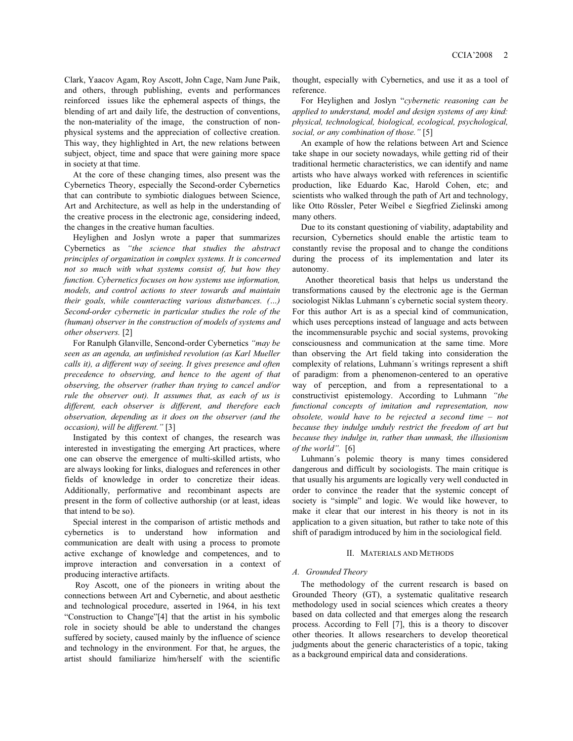Clark, Yaacov Agam, Roy Ascott, John Cage, Nam June Paik, and others, through publishing, events and performances reinforced issues like the ephemeral aspects of things, the blending of art and daily life, the destruction of conventions, the non-materiality of the image, the construction of non-physical systems and the appreciation of collective creation. This way, they highlighted in Art, the new relations between subject, object, time and space that were gaining more space in society at that time.

At the core of these changing times, also present was the Cybernetics Theory, especially the Second-order Cybernetics that can contribute to symbiotic dialogues between Science, Art and Architecture, as well as help in the understanding of the creative process in the electronic age, considering indeed, the changes in the creative human faculties.

Heylighen and Joslyn wrote a paper that summarizes Cybernetics as *"the science that studies the abstract principles of organization in complex systems. It is concerned not so much with what systems consist of, but how they function. Cybernetics focuses on how systems use information, models, and control actions to steer towards and maintain their goals, while counteracting various disturbances. (...) Second-order cybernetic in particular studies the role of the (human) observer in the construction of models of systems and other observers.* [2]

For Ranulph Glanville, Sencond-order Cybernetics *"may be seen as an agenda, an unfinished revolution (as Karl Mueller calls it), a different way of seeing. It gives presence and often precedence to observing, and hence to the agent of that observing, the observer (rather than trying to cancel and/or rule the observer out). It assumes that, as each of us is different, each observer is different, and therefore each observation, depending as it does on the observer (and the occasion), will be different."* [3]

Instigated by this context of changes, the research was interested in investigating the emerging Art practices, where one can observe the emergence of multi-skilled artists, who are always looking for links, dialogues and references in other fields of knowledge in order to concretize their ideas. Additionally, performative and recombinant aspects are present in the form of collective authorship (or at least, ideas that intend to be so).

Special interest in the comparison of artistic methods and cybernetics is to understand how information and communication are dealt with using a process to promote active exchange of knowledge and competences, and to improve interaction and conversation in a context of producing interactive artifacts.

Roy Ascott, one of the pioneers in writing about the connections between Art and Cybernetic, and about aesthetic and technological procedure, asserted in 1964, in his text "Construction to Change"[4] that the artist in his symbolic role in society should be able to understand the changes suffered by society, caused mainly by the influence of science and technology in the environment. For that, he argues, the artist should familiarize him/herself with the scientific thought, especially with Cybernetics, and use it as a tool of reference.

For Heylighen and Joslyn "*cybernetic reasoning can be applied to understand, model and design systems of any kind: physical, technological, biological, ecological, psychological, social, or any combination of those."* [5]

An example of how the relations between Art and Science take shape in our society nowadays, while getting rid of their traditional hermetic characteristics, we can identify and name artists who have always worked with references in scientific production, like Eduardo Kac, Harold Cohen, etc; and scientists who walked through the path of Art and technology, like Otto Rössler, Peter Weibel e Siegfried Zielinski among many others.

Due to its constant questioning of viability, adaptability and recursion, Cybernetics should enable the artistic team to constantly revise the proposal and to change the conditions during the process of its implementation and later its autonomy.

Another theoretical basis that helps us understand the transformations caused by the electronic age is the German sociologist Niklas Luhmann´s cybernetic social system theory. For this author Art is as a special kind of communication, which uses perceptions instead of language and acts between the incommensurable psychic and social systems, provoking consciousness and communication at the same time. More than observing the Art field taking into consideration the complexity of relations, Luhmann´s writings represent a shift of paradigm: from a phenomenon-centered to an operative way of perception, and from a representational to a constructivist epistemology. According to Luhmann *"the functional concepts of imitation and representation, now obsolete, would have to be rejected a second time – not because they indulge unduly restrict the freedom of art but because they indulge in, rather than unmask, the illusionism of the world".* [6]

Luhmann´s polemic theory is many times considered dangerous and difficult by sociologists. The main critique is that usually his arguments are logically very well conducted in order to convince the reader that the systemic concept of society is "simple" and logic. We would like however, to make it clear that our interest in his theory is not in its application to a given situation, but rather to take note of this shift of paradigm introduced by him in the sociological field.

## II. Materials and Methods

### A. Grounded Theory

The methodology of the current research is based on Grounded Theory (GT), a systematic qualitative research methodology used in social sciences which creates a theory based on data collected and that emerges along the research process. According to Fell [7], this is a theory to discover other theories. It allows researchers to develop theoretical judgments about the generic characteristics of a topic, taking as a background empirical data and considerations.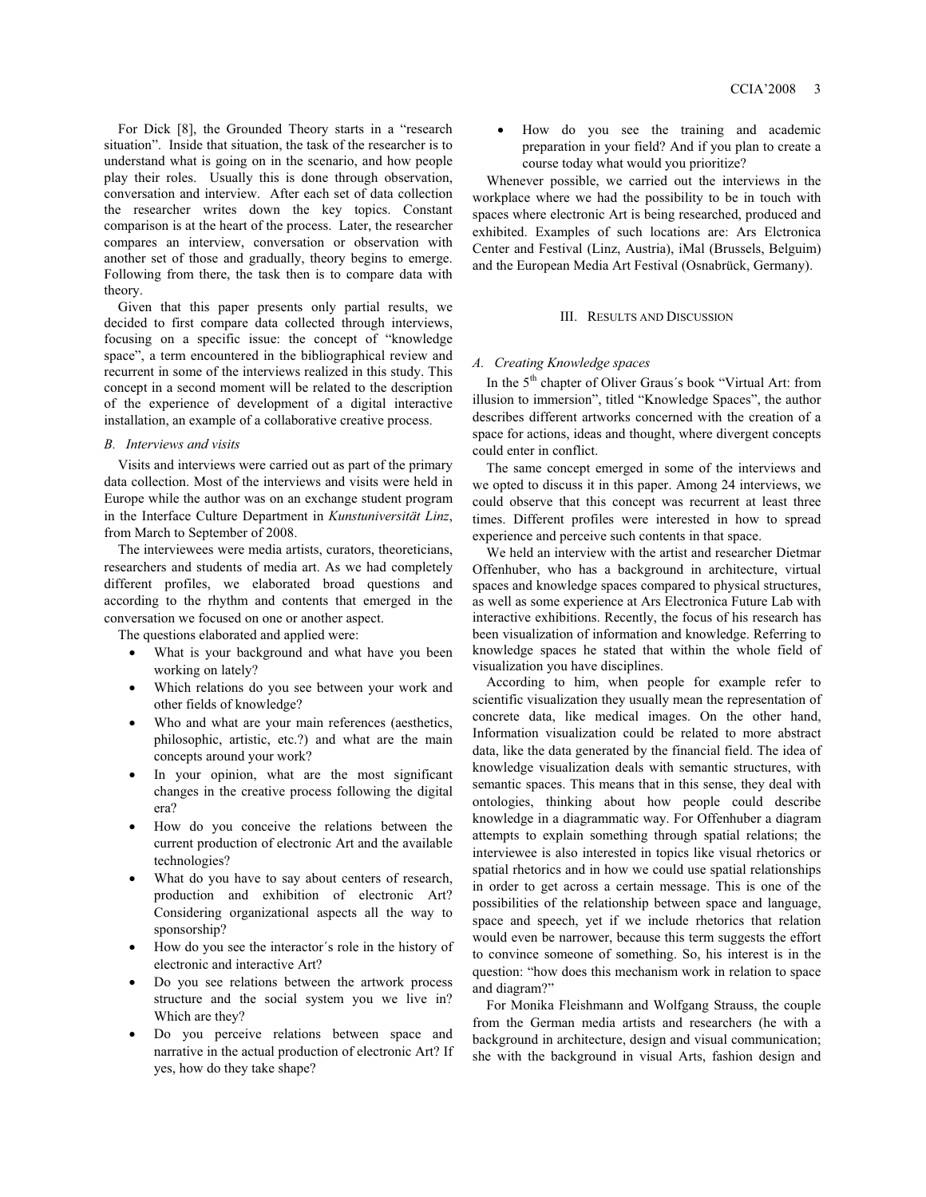For Dick [8], the Grounded Theory starts in a "research situation". Inside that situation, the task of the researcher is to understand what is going on in the scenario, and how people play their roles. Usually this is done through observation, conversation and interview. After each set of data collection the researcher writes down the key topics. Constant comparison is at the heart of the process. Later, the researcher compares an interview, conversation or observation with another set of those and gradually, theory begins to emerge. Following from there, the task then is to compare data with theory.

Given that this paper presents only partial results, we decided to first compare data collected through interviews, focusing on a specific issue: the concept of "knowledge space", a term encountered in the bibliographical review and recurrent in some of the interviews realized in this study. This concept in a second moment will be related to the description of the experience of development of a digital interactive installation, an example of a collaborative creative process.

### B. Interviews and visits

Visits and interviews were carried out as part of the primary data collection. Most of the interviews and visits were held in Europe while the author was on an exchange student program in the Interface Culture Department in *Kunstuniversität Linz*, from March to September of 2008.

The interviewees were media artists, curators, theoreticians, researchers and students of media art. As we had completely different profiles, we elaborated broad questions and according to the rhythm and contents that emerged in the conversation we focused on one or another aspect.

The questions elaborated and applied were:

- What is your background and what have you been working on lately?
- Which relations do you see between your work and other fields of knowledge?
- Who and what are your main references (aesthetics, philosophic, artistic, etc.?) and what are the main concepts around your work?
- In your opinion, what are the most significant changes in the creative process following the digital era?
- How do you conceive the relations between the current production of electronic Art and the available technologies?
- What do you have to say about centers of research, production and exhibition of electronic Art? Considering organizational aspects all the way to sponsorship?
- How do you see the interactor´s role in the history of electronic and interactive Art?
- Do you see relations between the artwork process structure and the social system you we live in? Which are they?
- Do you perceive relations between space and narrative in the actual production of electronic Art? If yes, how do they take shape?
- How do you see the training and academic preparation in your field? And if you plan to create a course today what would you prioritize?

Whenever possible, we carried out the interviews in the workplace where we had the possibility to be in touch with spaces where electronic Art is being researched, produced and exhibited. Examples of such locations are: Ars Elctronica Center and Festival (Linz, Austria), iMal (Brussels, Belguim) and the European Media Art Festival (Osnabrück, Germany).

## III. Results and Discussion

### A. Creating Knowledge spaces

In the 5th chapter of Oliver Graus´s book "Virtual Art: from illusion to immersion", titled "Knowledge Spaces", the author describes different artworks concerned with the creation of a space for actions, ideas and thought, where divergent concepts could enter in conflict.

The same concept emerged in some of the interviews and we opted to discuss it in this paper. Among 24 interviews, we could observe that this concept was recurrent at least three times. Different profiles were interested in how to spread experience and perceive such contents in that space.

We held an interview with the artist and researcher Dietmar Offenhuber, who has a background in architecture, virtual spaces and knowledge spaces compared to physical structures, as well as some experience at Ars Electronica Future Lab with interactive exhibitions. Recently, the focus of his research has been visualization of information and knowledge. Referring to knowledge spaces he stated that within the whole field of visualization you have disciplines.

According to him, when people for example refer to scientific visualization they usually mean the representation of concrete data, like medical images. On the other hand, Information visualization could be related to more abstract data, like the data generated by the financial field. The idea of knowledge visualization deals with semantic structures, with semantic spaces. This means that in this sense, they deal with ontologies, thinking about how people could describe knowledge in a diagrammatic way. For Offenhuber a diagram attempts to explain something through spatial relations; the interviewee is also interested in topics like visual rhetorics or spatial rhetorics and in how we could use spatial relationships in order to get across a certain message. This is one of the possibilities of the relationship between space and language, space and speech, yet if we include rhetorics that relation would even be narrower, because this term suggests the effort to convince someone of something. So, his interest is in the question: "how does this mechanism work in relation to space and diagram?"

For Monika Fleishmann and Wolfgang Strauss, the couple from the German media artists and researchers (he with a background in architecture, design and visual communication; she with the background in visual Arts, fashion design and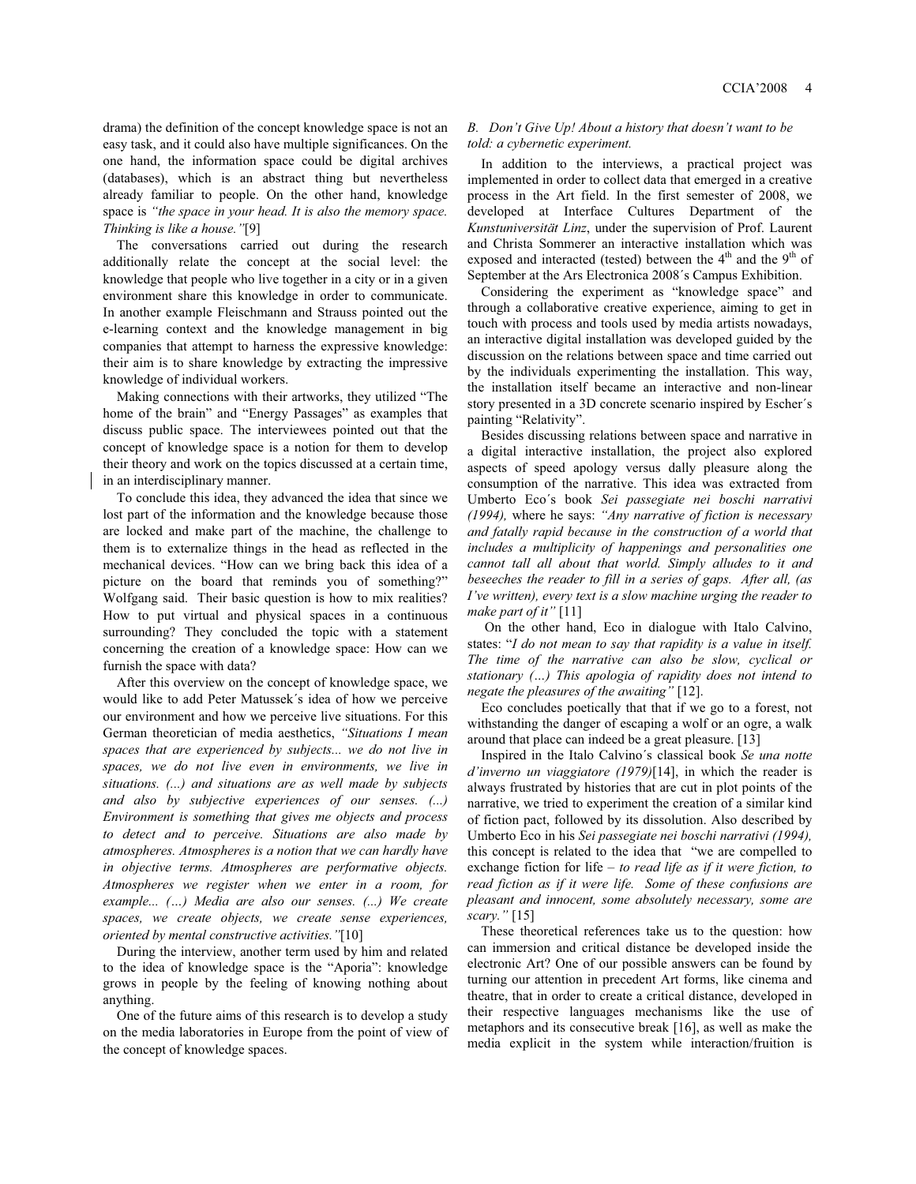drama) the definition of the concept knowledge space is not an easy task, and it could also have multiple significances. On the one hand, the information space could be digital archives (databases), which is an abstract thing but nevertheless already familiar to people. On the other hand, knowledge space is *"the space in your head. It is also the memory space. Thinking is like a house."*[9]

The conversations carried out during the research additionally relate the concept at the social level: the knowledge that people who live together in a city or in a given environment share this knowledge in order to communicate. In another example Fleischmann and Strauss pointed out the e-learning context and the knowledge management in big companies that attempt to harness the expressive knowledge: their aim is to share knowledge by extracting the impressive knowledge of individual workers.

Making connections with their artworks, they utilized "The home of the brain" and "Energy Passages" as examples that discuss public space. The interviewees pointed out that the concept of knowledge space is a notion for them to develop their theory and work on the topics discussed at a certain time, in an interdisciplinary manner.

To conclude this idea, they advanced the idea that since we lost part of the information and the knowledge because those are locked and make part of the machine, the challenge to them is to externalize things in the head as reflected in the mechanical devices. "How can we bring back this idea of a picture on the board that reminds you of something?" Wolfgang said. Their basic question is how to mix realities? How to put virtual and physical spaces in a continuous surrounding? They concluded the topic with a statement concerning the creation of a knowledge space: How can we furnish the space with data?

After this overview on the concept of knowledge space, we would like to add Peter Matussek´s idea of how we perceive our environment and how we perceive live situations. For this German theoretician of media aesthetics, *"Situations I mean spaces that are experienced by subjects... we do not live in spaces, we do not live even in environments, we live in situations. (...) and situations are as well made by subjects and also by subjective experiences of our senses. (...) Environment is something that gives me objects and process to detect and to perceive. Situations are also made by atmospheres. Atmospheres is a notion that we can hardly have in objective terms. Atmospheres are performative objects. Atmospheres we register when we enter in a room, for example... (…) Media are also our senses. (...) We create spaces, we create objects, we create sense experiences, oriented by mental constructive activities."*[10]

During the interview, another term used by him and related to the idea of knowledge space is the "Aporia": knowledge grows in people by the feeling of knowing nothing about anything.

One of the future aims of this research is to develop a study on the media laboratories in Europe from the point of view of the concept of knowledge spaces.

### *B. Don't Give Up! About a history that doesn't want to be told: a cybernetic experiment.*

In addition to the interviews, a practical project was implemented in order to collect data that emerged in a creative process in the Art field. In the first semester of 2008, we developed at Interface Cultures Department of the *Kunstuniversität Linz*, under the supervision of Prof. Laurent and Christa Sommerer an interactive installation which was exposed and interacted (tested) between the 4th and the 9th of September at the Ars Electronica 2008´s Campus Exhibition.

Considering the experiment as "knowledge space" and through a collaborative creative experience, aiming to get in touch with process and tools used by media artists nowadays, an interactive digital installation was developed guided by the discussion on the relations between space and time carried out by the individuals experimenting the installation. This way, the installation itself became an interactive and non-linear story presented in a 3D concrete scenario inspired by Escher´s painting "Relativity".

Besides discussing relations between space and narrative in a digital interactive installation, the project also explored aspects of speed apology versus dally pleasure along the consumption of the narrative. This idea was extracted from Umberto Eco´s book *Sei passegiate nei boschi narrativi (1994),* where he says: *"Any narrative of fiction is necessary and fatally rapid because in the construction of a world that includes a multiplicity of happenings and personalities one cannot tall all about that world. Simply alludes to it and beseeches the reader to fill in a series of gaps. After all, (as I've written), every text is a slow machine urging the reader to make part of it"* [11]

On the other hand, Eco in dialogue with Italo Calvino, states: "*I do not mean to say that rapidity is a value in itself. The time of the narrative can also be slow, cyclical or stationary (…) This apologia of rapidity does not intend to negate the pleasures of the awaiting"* [12].

Eco concludes poetically that that if we go to a forest, not withstanding the danger of escaping a wolf or an ogre, a walk around that place can indeed be a great pleasure. [13]

Inspired in the Italo Calvino´s classical book *Se una notte d'inverno un viaggiatore (1979)*[14], in which the reader is always frustrated by histories that are cut in plot points of the narrative, we tried to experiment the creation of a similar kind of fiction pact, followed by its dissolution. Also described by Umberto Eco in his *Sei passegiate nei boschi narrativi (1994),* this concept is related to the idea that "we are compelled to exchange fiction for life – *to read life as if it were fiction, to read fiction as if it were life. Some of these confusions are pleasant and innocent, some absolutely necessary, some are scary."* [15]

These theoretical references take us to the question: how can immersion and critical distance be developed inside the electronic Art? One of our possible answers can be found by turning our attention in precedent Art forms, like cinema and theatre, that in order to create a critical distance, developed in their respective languages mechanisms like the use of metaphors and its consecutive break [16], as well as make the media explicit in the system while interaction/fruition is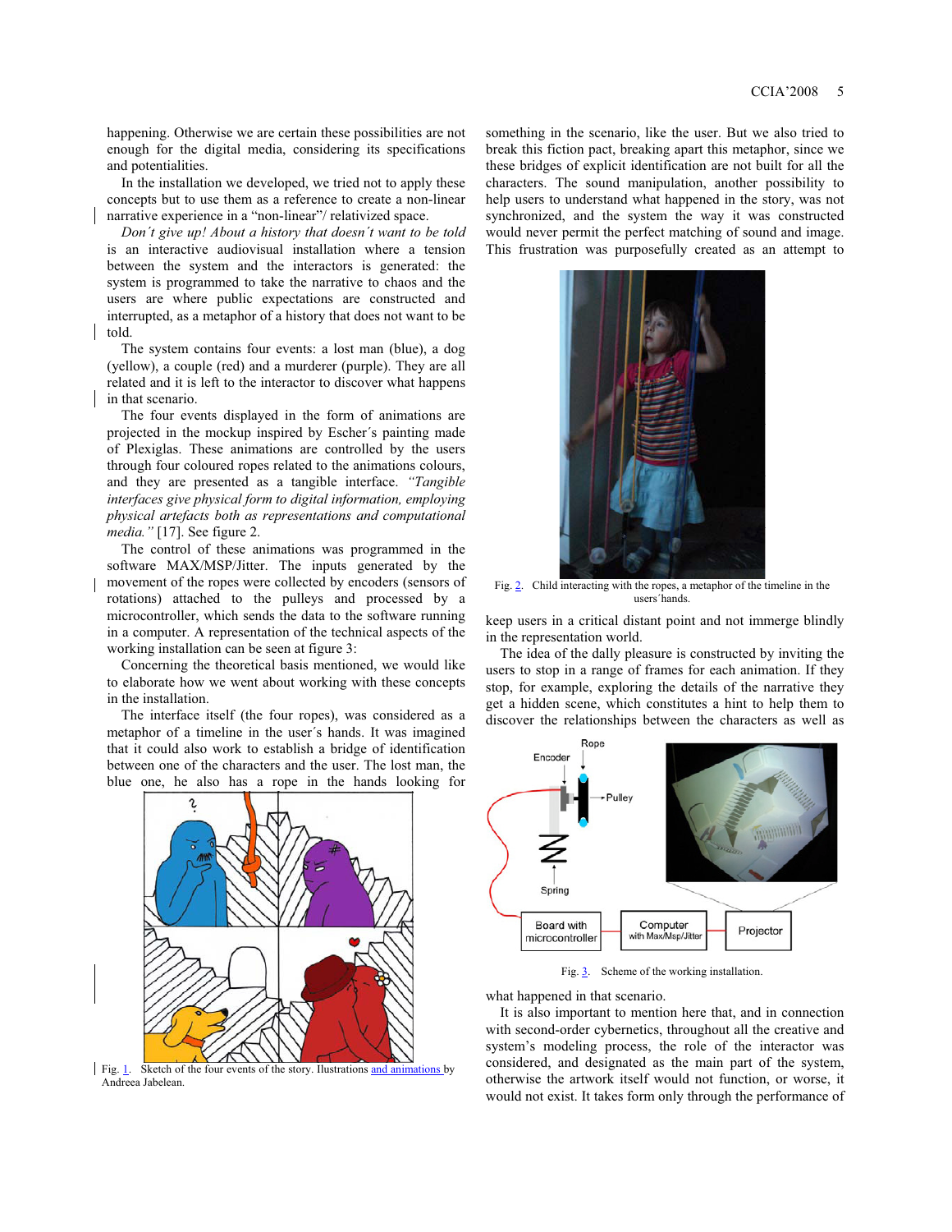happening. Otherwise we are certain these possibilities are not enough for the digital media, considering its specifications and potentialities.

In the installation we developed, we tried not to apply these concepts but to use them as a reference to create a non-linear narrative experience in a "non-linear"/ relativized space.

*Don´t give up! About a history that doesn´t want to be told* is an interactive audiovisual installation where a tension between the system and the interactors is generated: the system is programmed to take the narrative to chaos and the users are where public expectations are constructed and interrupted, as a metaphor of a history that does not want to be told.

The system contains four events: a lost man (blue), a dog (yellow), a couple (red) and a murderer (purple). They are all related and it is left to the interactor to discover what happens in that scenario.

The four events displayed in the form of animations are projected in the mockup inspired by Escher´s painting made of Plexiglas. These animations are controlled by the users through four coloured ropes related to the animations colours, and they are presented as a tangible interface. *"Tangible interfaces give physical form to digital information, employing physical artefacts both as representations and computational media."* [17]. See figure 2.

The control of these animations was programmed in the software MAX/MSP/Jitter. The inputs generated by the movement of the ropes were collected by encoders (sensors of rotations) attached to the pulleys and processed by a microcontroller, which sends the data to the software running in a computer. A representation of the technical aspects of the working installation can be seen at figure 3:

Concerning the theoretical basis mentioned, we would like to elaborate how we went about working with these concepts in the installation.

The interface itself (the four ropes), was considered as a metaphor of a timeline in the user´s hands. It was imagined that it could also work to establish a bridge of identification between one of the characters and the user. The lost man, the blue one, he also has a rope in the hands looking for something in the scenario, like the user. But we also tried to break this fiction pact, breaking apart this metaphor, since we these bridges of explicit identification are not built for all the characters. The sound manipulation, another possibility to help users to understand what happened in the story, was not synchronized, and the system the way it was constructed would never permit the perfect matching of sound and image. This frustration was purposefully created as an attempt to keep users in a critical distant point and not immerge blindly in the representation world.

Fig. 1. Sketch of the four events of the story. Ilustrations and animations by Andreea Jabelean.

Fig. 2. Child interacting with the ropes, a metaphor of the timeline in the users´hands.

The idea of the dally pleasure is constructed by inviting the users to stop in a range of frames for each animation. If they stop, for example, exploring the details of the narrative they get a hidden scene, which constitutes a hint to help them to discover the relationships between the characters as well as what happened in that scenario.

Fig. 3. Scheme of the working installation.

It is also important to mention here that, and in connection with second-order cybernetics, throughout all the creative and system's modeling process, the role of the interactor was considered, and designated as the main part of the system, otherwise the artwork itself would not function, or worse, it would not exist. It takes form only through the performance of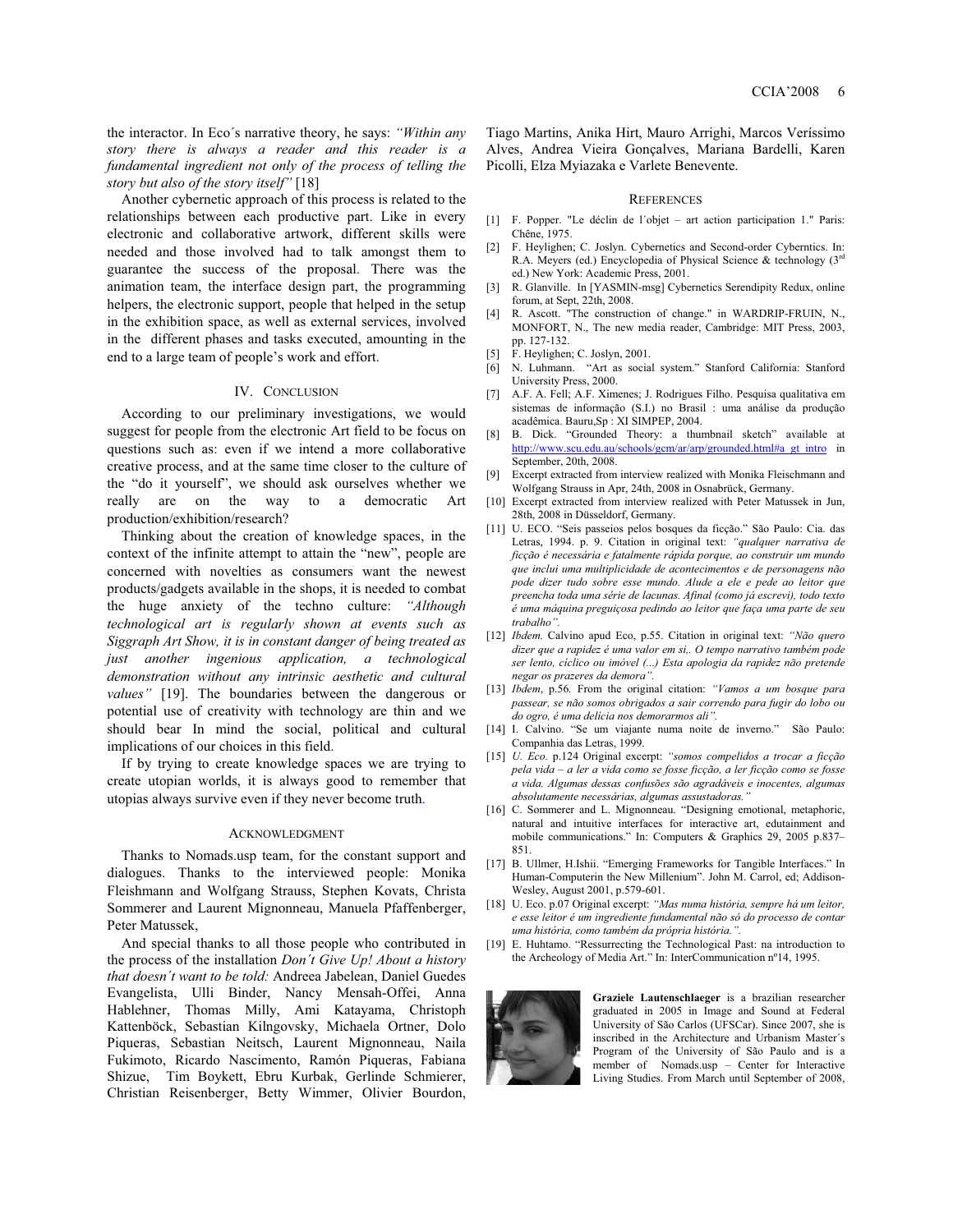the interactor. In Eco´s narrative theory, he says: *"Within any story there is always a reader and this reader is a fundamental ingredient not only of the process of telling the story but also of the story itself"* [18]

Another cybernetic approach of this process is related to the relationships between each productive part. Like in every electronic and collaborative artwork, different skills were needed and those involved had to talk amongst them to guarantee the success of the proposal. There was the animation team, the interface design part, the programming helpers, the electronic support, people that helped in the setup in the exhibition space, as well as external services, involved in the different phases and tasks executed, amounting in the end to a large team of people's work and effort.

## IV. Conclusion

According to our preliminary investigations, we would suggest for people from the electronic Art field to be focus on questions such as: even if we intend a more collaborative creative process, and at the same time closer to the culture of the "do it yourself", we should ask ourselves whether we really are on the way to a democratic Art production/exhibition/research?

Thinking about the creation of knowledge spaces, in the context of the infinite attempt to attain the "new", people are concerned with novelties as consumers want the newest products/gadgets available in the shops, it is needed to combat the huge anxiety of the techno culture: *"Although technological art is regularly shown at events such as Siggraph Art Show, it is in constant danger of being treated as just another ingenious application, a technological demonstration without any intrinsic aesthetic and cultural values"* [19]. The boundaries between the dangerous or potential use of creativity with technology are thin and we should bear In mind the social, political and cultural implications of our choices in this field.

If by trying to create knowledge spaces we are trying to create utopian worlds, it is always good to remember that utopias always survive even if they never become truth.

## Acknowledgment

Thanks to Nomads.usp team, for the constant support and dialogues. Thanks to the interviewed people: Monika Fleishmann and Wolfgang Strauss, Stephen Kovats, Christa Sommerer and Laurent Mignonneau, Manuela Pfaffenberger, Peter Matussek,

And special thanks to all those people who contributed in the process of the installation *Don´t Give Up! About a history that doesn´t want to be told:* Andreea Jabelean, Daniel Guedes Evangelista, Ulli Binder, Nancy Mensah-Offei, Anna Hablehner, Thomas Milly, Ami Katayama, Christoph Kattenböck, Sebastian Kilngovsky, Michaela Ortner, Dolo Piqueras, Sebastian Neitsch, Laurent Mignonneau, Naila Fukimoto, Ricardo Nascimento, Ramón Piqueras, Fabiana Shizue, Tim Boykett, Ebru Kurbak, Gerlinde Schmierer, Christian Reisenberger, Betty Wimmer, Olivier Bourdon, Tiago Martins, Anika Hirt, Mauro Arrighi, Marcos Veríssimo Alves, Andrea Vieira Gonçalves, Mariana Bardelli, Karen Picolli, Elza Myiazaka e Varlete Benevente.

## References

[1] F. Popper. "Le déclin de l´objet – art action participation 1." Paris: Chêne, 1975.

[2] F. Heylighen; C. Joslyn. Cybernetics and Second-order Cyberntics. In: R.A. Meyers (ed.) Encyclopedia of Physical Science & technology (3rd ed.) New York: Academic Press, 2001.

[3] R. Glanville. In [YASMIN-msg] Cybernetics Serendipity Redux, online forum, at Sept, 22th, 2008.

[4] R. Ascott. "The construction of change." in WARDRIP-FRUIN, N., MONFORT, N., The new media reader, Cambridge: MIT Press, 2003, pp. 127-132.

[5] F. Heylighen; C. Joslyn, 2001.

[6] N. Luhmann. "Art as social system." Stanford California: Stanford University Press, 2000.

[7] A.F. A. Fell; A.F. Ximenes; J. Rodrigues Filho. Pesquisa qualitativa em sistemas de informação (S.I.) no Brasil : uma análise da produção acadêmica. Bauru,Sp : XI SIMPEP, 2004.

[8] B. Dick. "Grounded Theory: a thumbnail sketch" available at http://www.scu.edu.au/schools/gcm/ar/arp/grounded.html#a_gt_intro in September, 20th, 2008.

[9] Excerpt extracted from interview realized with Monika Fleischmann and Wolfgang Strauss in Apr, 24th, 2008 in Osnabrück, Germany.

[10] Excerpt extracted from interview realized with Peter Matussek in Jun, 28th, 2008 in Düsseldorf, Germany.

[11] U. ECO. "Seis passeios pelos bosques da ficção." São Paulo: Cia. das Letras, 1994. p. 9. Citation in original text: *"qualquer narrativa de ficção é necessária e fatalmente rápida porque, ao construir um mundo que inclui uma multiplicidade de acontecimentos e de personagens não pode dizer tudo sobre esse mundo. Alude a ele e pede ao leitor que preencha toda uma série de lacunas. Afinal (como já escrevi), todo texto é uma máquina preguiçosa pedindo ao leitor que faça uma parte de seu trabalho".*

[12] *Ibdem.* Calvino apud Eco, p.55. Citation in original text: *"Não quero dizer que a rapidez é uma valor em si,. O tempo narrativo também pode ser lento, cíclico ou imóvel (...) Esta apologia da rapidez não pretende negar os prazeres da demora".*

[13] *Ibdem*, p.56. From the original citation: *"Vamos a um bosque para passear, se não somos obrigados a sair correndo para fugir do lobo ou do ogro, é uma delícia nos demorarmos ali".*

[14] I. Calvino. "Se um viajante numa noite de inverno." São Paulo: Companhia das Letras, 1999.

[15] *U. Eco.* p.124 Original excerpt: *"somos compelidos a trocar a ficção pela vida – a ler a vida como se fosse ficção, a ler ficção como se fosse a vida. Algumas dessas confusões são agradáveis e inocentes, algumas absolutamente necessárias, algumas assustadoras."*

[16] C. Sommerer and L. Mignonneau. "Designing emotional, metaphoric, natural and intuitive interfaces for interactive art, edutainment and mobile communications." In: Computers & Graphics 29, 2005 p.837–851.

[17] B. Ullmer, H.Ishii. "Emerging Frameworks for Tangible Interfaces." In Human-Computerin the New Millenium". John M. Carrol, ed; Addison-Wesley, August 2001, p.579-601.

[18] U. Eco. p.07 Original excerpt: *"Mas numa história, sempre há um leitor, e esse leitor é um ingrediente fundamental não só do processo de contar uma história, como também da própria história.".*

[19] E. Huhtamo. "Ressurrecting the Technological Past: na introduction to the Archeology of Media Art." In: InterCommunication nº14, 1995.

**Graziele Lautenschlaeger** is a brazilian researcher graduated in 2005 in Image and Sound at Federal University of São Carlos (UFSCar). Since 2007, she is inscribed in the Architecture and Urbanism Master´s Program of the University of São Paulo and is a member of Nomads.usp – Center for Interactive Living Studies. From March until September of 2008,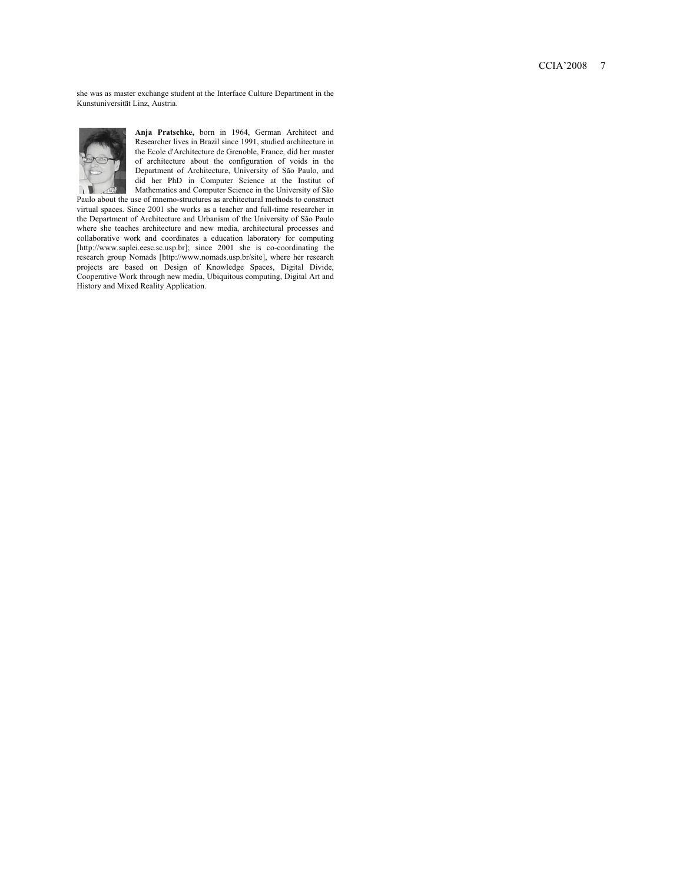she was as master exchange student at the Interface Culture Department in the Kunstuniversität Linz, Austria.

**Anja Pratschke,** born in 1964, German Architect and Researcher lives in Brazil since 1991, studied architecture in the Ecole d'Architecture de Grenoble, France, did her master of architecture about the configuration of voids in the Department of Architecture, University of São Paulo, and did her PhD in Computer Science at the Institut of Mathematics and Computer Science in the University of São Paulo about the use of mnemo-structures as architectural methods to construct virtual spaces. Since 2001 she works as a teacher and full-time researcher in the Department of Architecture and Urbanism of the University of São Paulo where she teaches architecture and new media, architectural processes and collaborative work and coordinates a education laboratory for computing [http://www.saplei.eesc.sc.usp.br]; since 2001 she is co-coordinating the research group Nomads [http://www.nomads.usp.br/site], where her research projects are based on Design of Knowledge Spaces, Digital Divide, Cooperative Work through new media, Ubiquitous computing, Digital Art and History and Mixed Reality Application.